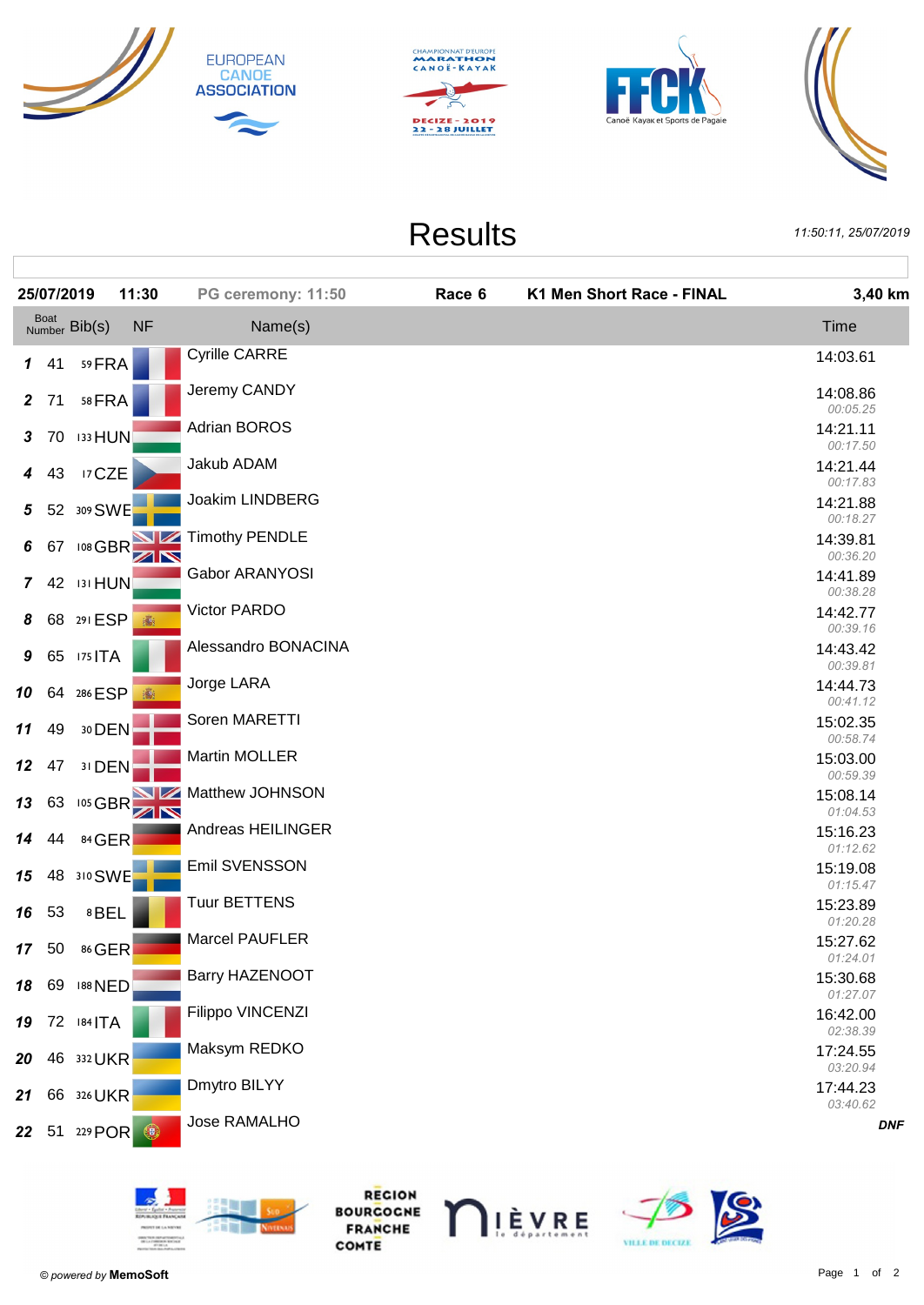# Results

*11:50:11, 25/07/2019*

| **25/07/2019** | **11:30** | **PG ceremony: 11:50** | **Race 6** | **K1 Men Short Race - FINAL** | **3,40 km** |
|---|---|---|---|---|---|

| | Boat Number | Bib(s) | NF | Name(s) | Time |
|---|---|---|---|---|---|
| **1** | 41 | 59 | FRA | Cyrille CARRE | 14:03.61 |
| **2** | 71 | 58 | FRA | Jeremy CANDY | 14:08.86 *00:05.25* |
| **3** | 70 | 133 | HUN | Adrian BOROS | 14:21.11 *00:17.50* |
| **4** | 43 | 17 | CZE | Jakub ADAM | 14:21.44 *00:17.83* |
| **5** | 52 | 309 | SWE | Joakim LINDBERG | 14:21.88 *00:18.27* |
| **6** | 67 | 108 | GBR | Timothy PENDLE | 14:39.81 *00:36.20* |
| **7** | 42 | 131 | HUN | Gabor ARANYOSI | 14:41.89 *00:38.28* |
| **8** | 68 | 291 | ESP | Victor PARDO | 14:42.77 *00:39.16* |
| **9** | 65 | 175 | ITA | Alessandro BONACINA | 14:43.42 *00:39.81* |
| **10** | 64 | 286 | ESP | Jorge LARA | 14:44.73 *00:41.12* |
| **11** | 49 | 30 | DEN | Soren MARETTI | 15:02.35 *00:58.74* |
| **12** | 47 | 31 | DEN | Martin MOLLER | 15:03.00 *00:59.39* |
| **13** | 63 | 105 | GBR | Matthew JOHNSON | 15:08.14 *01:04.53* |
| **14** | 44 | 84 | GER | Andreas HEILINGER | 15:16.23 *01:12.62* |
| **15** | 48 | 310 | SWE | Emil SVENSSON | 15:19.08 *01:15.47* |
| **16** | 53 | 8 | BEL | Tuur BETTENS | 15:23.89 *01:20.28* |
| **17** | 50 | 86 | GER | Marcel PAUFLER | 15:27.62 *01:24.01* |
| **18** | 69 | 188 | NED | Barry HAZENOOT | 15:30.68 *01:27.07* |
| **19** | 72 | 184 | ITA | Filippo VINCENZI | 16:42.00 *02:38.39* |
| **20** | 46 | 332 | UKR | Maksym REDKO | 17:24.55 *03:20.94* |
| **21** | 66 | 326 | UKR | Dmytro BILYY | 17:44.23 *03:40.62* |
| **22** | 51 | 229 | POR | Jose RAMALHO | ***DNF*** |

© *powered by* **MemoSoft**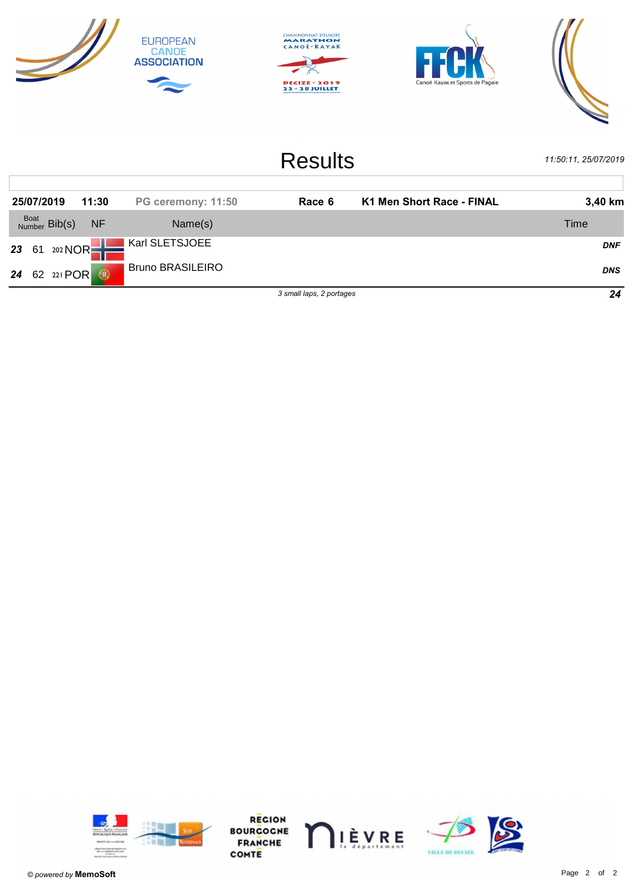# Results

*11:50:11, 25/07/2019*

| 25/07/2019 | 11:30 | PG ceremony: 11:50 | Race 6 | K1 Men Short Race - FINAL | 3,40 km |
|---|---|---|---|---|---|

| | Boat Number | Bib(s) | NF | Name(s) | Time |
|---|---|---|---|---|---|
| *23* | 61 | 202 | NOR | Karl SLETSJOEE | ***DNF*** |
| *24* | 62 | 221 | POR | Bruno BRASILEIRO | ***DNS*** |

*3 small laps, 2 portages* ***24***

© *powered by* **MemoSoft**